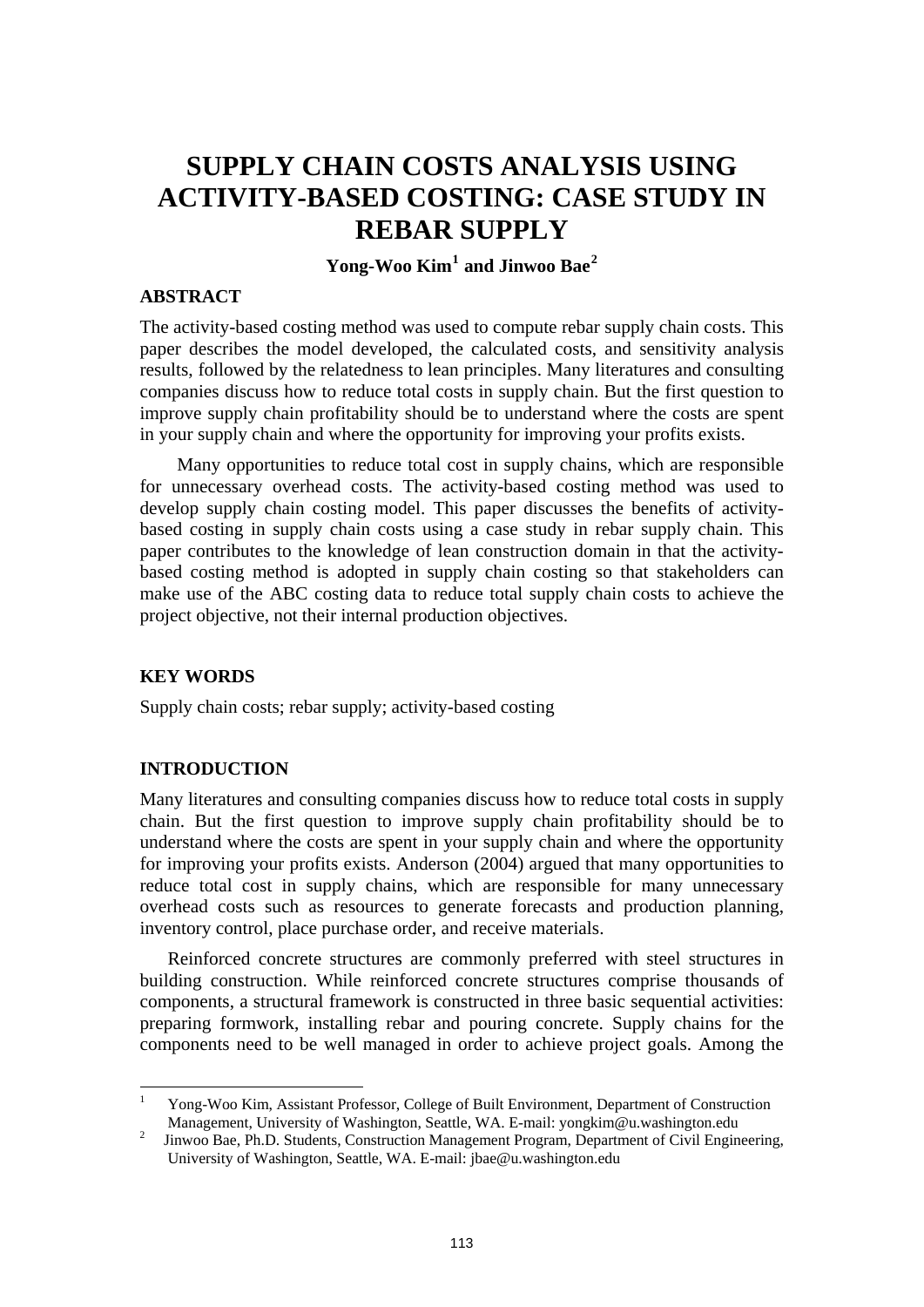# SUPPLY CHAIN COSTS ANALYSIS USING ACTIVITY-BASED COSTING: CASE STUDY IN REBAR SUPPLY

**Yong-Woo Kim[1] and Jinwoo Bae[2]**

## ABSTRACT

The activity-based costing method was used to compute rebar supply chain costs. This paper describes the model developed, the calculated costs, and sensitivity analysis results, followed by the relatedness to lean principles. Many literatures and consulting companies discuss how to reduce total costs in supply chain. But the first question to improve supply chain profitability should be to understand where the costs are spent in your supply chain and where the opportunity for improving your profits exists.

Many opportunities to reduce total cost in supply chains, which are responsible for unnecessary overhead costs. The activity-based costing method was used to develop supply chain costing model. This paper discusses the benefits of activity-based costing in supply chain costs using a case study in rebar supply chain. This paper contributes to the knowledge of lean construction domain in that the activity-based costing method is adopted in supply chain costing so that stakeholders can make use of the ABC costing data to reduce total supply chain costs to achieve the project objective, not their internal production objectives.

## KEY WORDS

Supply chain costs; rebar supply; activity-based costing

## INTRODUCTION

Many literatures and consulting companies discuss how to reduce total costs in supply chain. But the first question to improve supply chain profitability should be to understand where the costs are spent in your supply chain and where the opportunity for improving your profits exists. Anderson (2004) argued that many opportunities to reduce total cost in supply chains, which are responsible for many unnecessary overhead costs such as resources to generate forecasts and production planning, inventory control, place purchase order, and receive materials.

Reinforced concrete structures are commonly preferred with steel structures in building construction. While reinforced concrete structures comprise thousands of components, a structural framework is constructed in three basic sequential activities: preparing formwork, installing rebar and pouring concrete. Supply chains for the components need to be well managed in order to achieve project goals. Among the

---

[1] Yong-Woo Kim, Assistant Professor, College of Built Environment, Department of Construction Management, University of Washington, Seattle, WA. E-mail: yongkim@u.washington.edu

[2] Jinwoo Bae, Ph.D. Students, Construction Management Program, Department of Civil Engineering, University of Washington, Seattle, WA. E-mail: jbae@u.washington.edu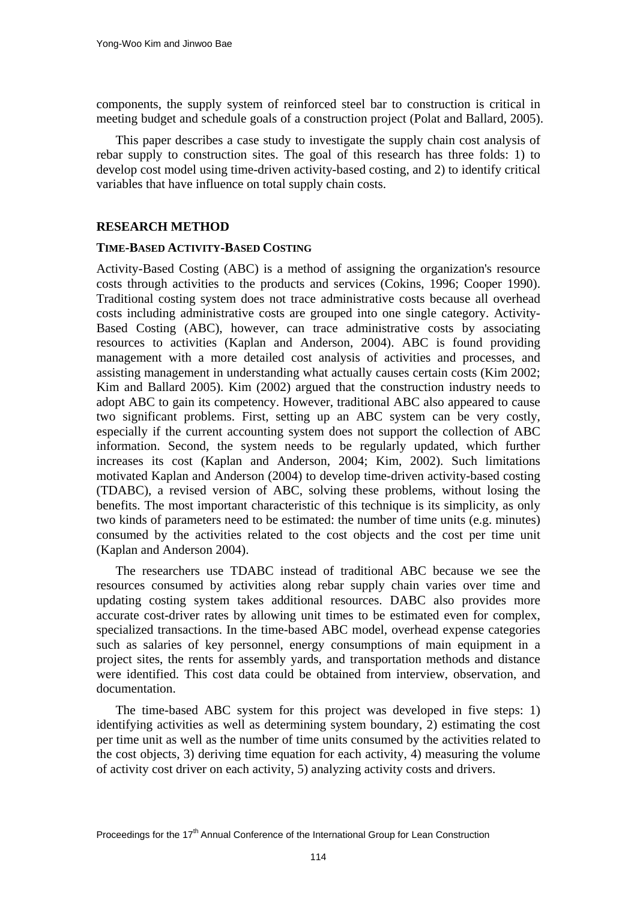components, the supply system of reinforced steel bar to construction is critical in meeting budget and schedule goals of a construction project (Polat and Ballard, 2005).

This paper describes a case study to investigate the supply chain cost analysis of rebar supply to construction sites. The goal of this research has three folds: 1) to develop cost model using time-driven activity-based costing, and 2) to identify critical variables that have influence on total supply chain costs.

## RESEARCH METHOD

### TIME-BASED ACTIVITY-BASED COSTING

Activity-Based Costing (ABC) is a method of assigning the organization's resource costs through activities to the products and services (Cokins, 1996; Cooper 1990). Traditional costing system does not trace administrative costs because all overhead costs including administrative costs are grouped into one single category. Activity-Based Costing (ABC), however, can trace administrative costs by associating resources to activities (Kaplan and Anderson, 2004). ABC is found providing management with a more detailed cost analysis of activities and processes, and assisting management in understanding what actually causes certain costs (Kim 2002; Kim and Ballard 2005). Kim (2002) argued that the construction industry needs to adopt ABC to gain its competency. However, traditional ABC also appeared to cause two significant problems. First, setting up an ABC system can be very costly, especially if the current accounting system does not support the collection of ABC information. Second, the system needs to be regularly updated, which further increases its cost (Kaplan and Anderson, 2004; Kim, 2002). Such limitations motivated Kaplan and Anderson (2004) to develop time-driven activity-based costing (TDABC), a revised version of ABC, solving these problems, without losing the benefits. The most important characteristic of this technique is its simplicity, as only two kinds of parameters need to be estimated: the number of time units (e.g. minutes) consumed by the activities related to the cost objects and the cost per time unit (Kaplan and Anderson 2004).

The researchers use TDABC instead of traditional ABC because we see the resources consumed by activities along rebar supply chain varies over time and updating costing system takes additional resources. DABC also provides more accurate cost-driver rates by allowing unit times to be estimated even for complex, specialized transactions. In the time-based ABC model, overhead expense categories such as salaries of key personnel, energy consumptions of main equipment in a project sites, the rents for assembly yards, and transportation methods and distance were identified. This cost data could be obtained from interview, observation, and documentation.

The time-based ABC system for this project was developed in five steps: 1) identifying activities as well as determining system boundary, 2) estimating the cost per time unit as well as the number of time units consumed by the activities related to the cost objects, 3) deriving time equation for each activity, 4) measuring the volume of activity cost driver on each activity, 5) analyzing activity costs and drivers.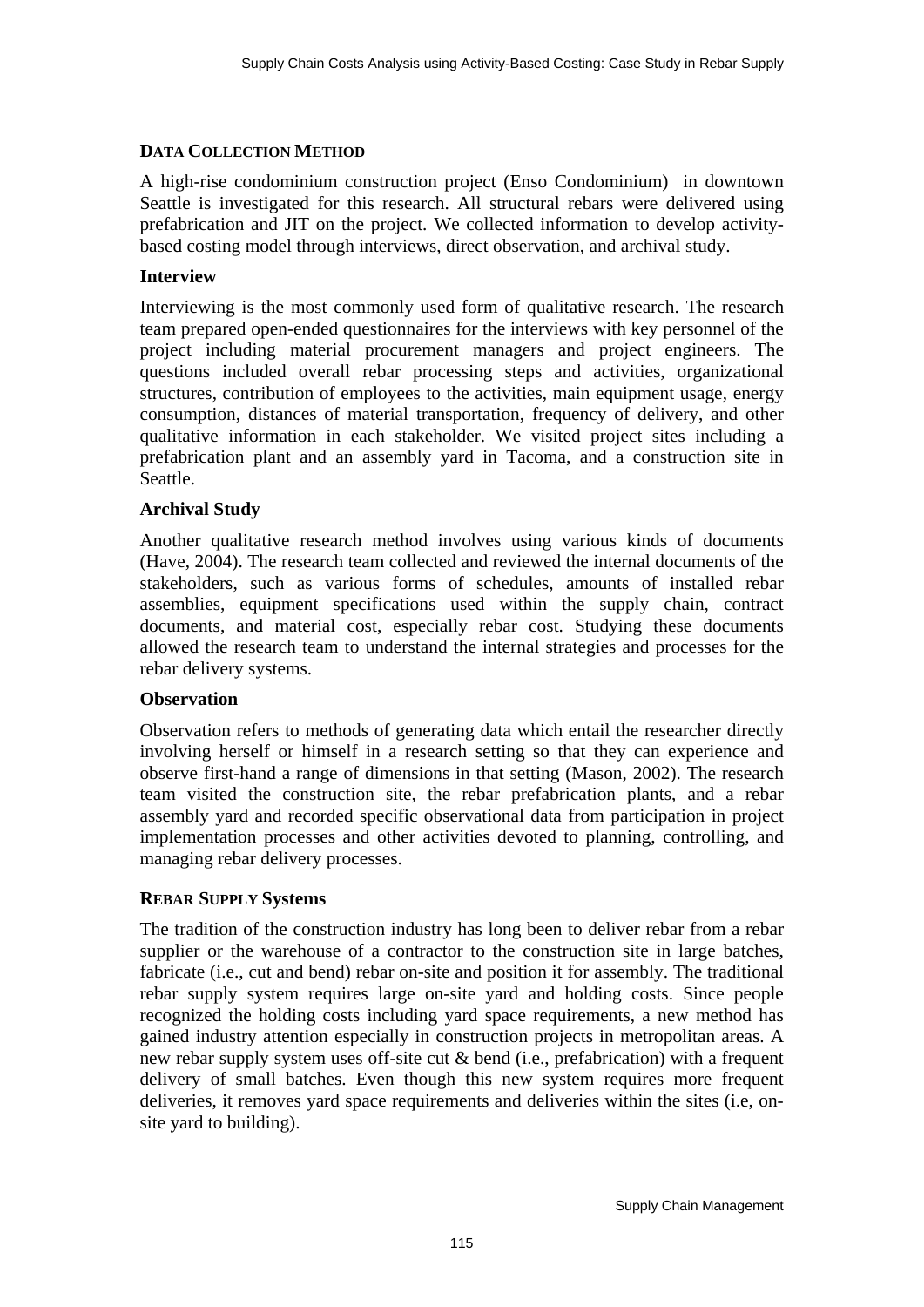## Data Collection Method

A high-rise condominium construction project (Enso Condominium) in downtown Seattle is investigated for this research. All structural rebars were delivered using prefabrication and JIT on the project. We collected information to develop activity-based costing model through interviews, direct observation, and archival study.

### Interview

Interviewing is the most commonly used form of qualitative research. The research team prepared open-ended questionnaires for the interviews with key personnel of the project including material procurement managers and project engineers. The questions included overall rebar processing steps and activities, organizational structures, contribution of employees to the activities, main equipment usage, energy consumption, distances of material transportation, frequency of delivery, and other qualitative information in each stakeholder. We visited project sites including a prefabrication plant and an assembly yard in Tacoma, and a construction site in Seattle.

### Archival Study

Another qualitative research method involves using various kinds of documents (Have, 2004). The research team collected and reviewed the internal documents of the stakeholders, such as various forms of schedules, amounts of installed rebar assemblies, equipment specifications used within the supply chain, contract documents, and material cost, especially rebar cost. Studying these documents allowed the research team to understand the internal strategies and processes for the rebar delivery systems.

### Observation

Observation refers to methods of generating data which entail the researcher directly involving herself or himself in a research setting so that they can experience and observe first-hand a range of dimensions in that setting (Mason, 2002). The research team visited the construction site, the rebar prefabrication plants, and a rebar assembly yard and recorded specific observational data from participation in project implementation processes and other activities devoted to planning, controlling, and managing rebar delivery processes.

## Rebar Supply Systems

The tradition of the construction industry has long been to deliver rebar from a rebar supplier or the warehouse of a contractor to the construction site in large batches, fabricate (i.e., cut and bend) rebar on-site and position it for assembly. The traditional rebar supply system requires large on-site yard and holding costs. Since people recognized the holding costs including yard space requirements, a new method has gained industry attention especially in construction projects in metropolitan areas. A new rebar supply system uses off-site cut & bend (i.e., prefabrication) with a frequent delivery of small batches. Even though this new system requires more frequent deliveries, it removes yard space requirements and deliveries within the sites (i.e, on-site yard to building).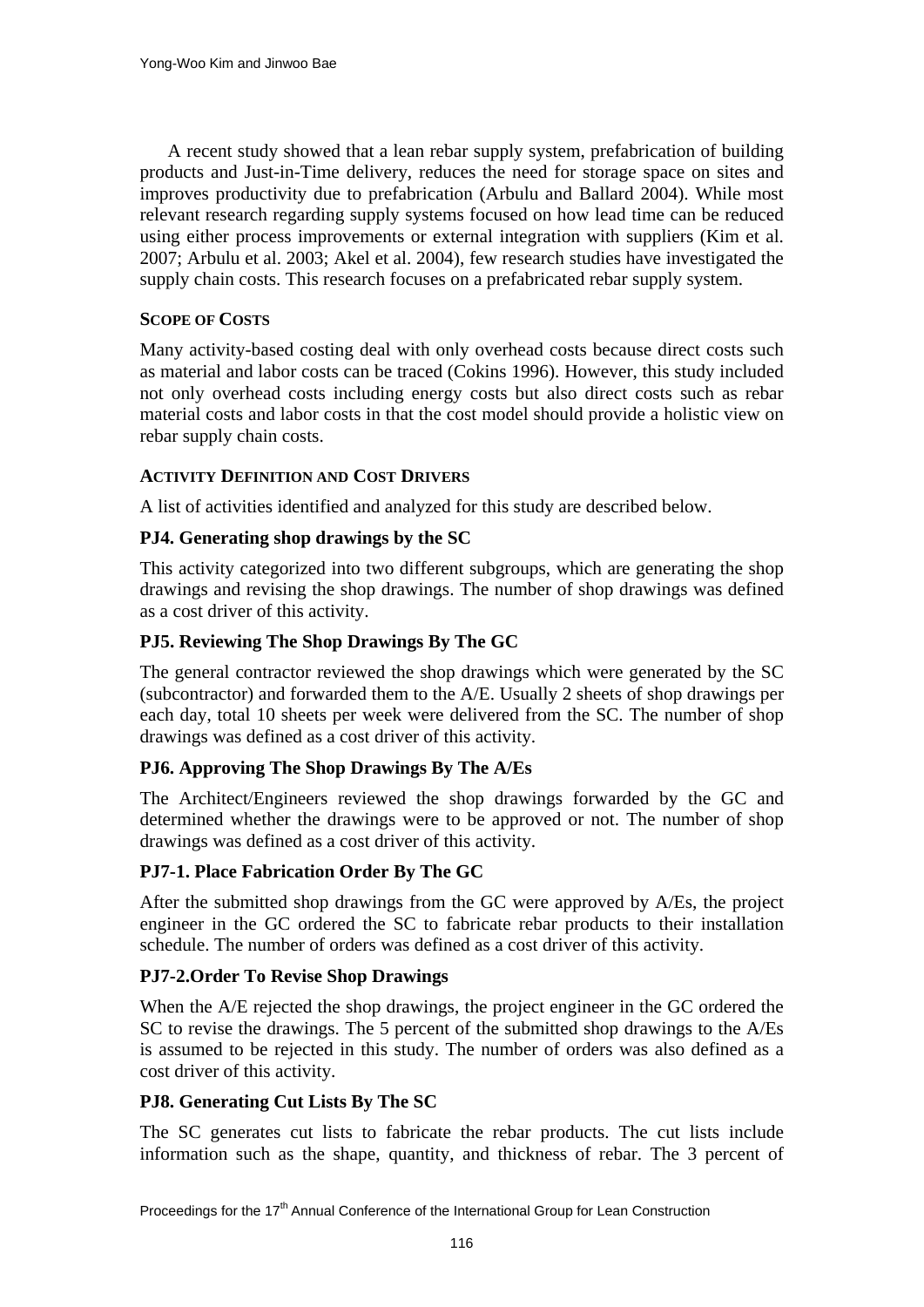A recent study showed that a lean rebar supply system, prefabrication of building products and Just-in-Time delivery, reduces the need for storage space on sites and improves productivity due to prefabrication (Arbulu and Ballard 2004). While most relevant research regarding supply systems focused on how lead time can be reduced using either process improvements or external integration with suppliers (Kim et al. 2007; Arbulu et al. 2003; Akel et al. 2004), few research studies have investigated the supply chain costs. This research focuses on a prefabricated rebar supply system.

## Scope of Costs

Many activity-based costing deal with only overhead costs because direct costs such as material and labor costs can be traced (Cokins 1996). However, this study included not only overhead costs including energy costs but also direct costs such as rebar material costs and labor costs in that the cost model should provide a holistic view on rebar supply chain costs.

## Activity Definition and Cost Drivers

A list of activities identified and analyzed for this study are described below.

### PJ4. Generating shop drawings by the SC

This activity categorized into two different subgroups, which are generating the shop drawings and revising the shop drawings. The number of shop drawings was defined as a cost driver of this activity.

### PJ5. Reviewing The Shop Drawings By The GC

The general contractor reviewed the shop drawings which were generated by the SC (subcontractor) and forwarded them to the A/E. Usually 2 sheets of shop drawings per each day, total 10 sheets per week were delivered from the SC. The number of shop drawings was defined as a cost driver of this activity.

### PJ6. Approving The Shop Drawings By The A/Es

The Architect/Engineers reviewed the shop drawings forwarded by the GC and determined whether the drawings were to be approved or not. The number of shop drawings was defined as a cost driver of this activity.

### PJ7-1. Place Fabrication Order By The GC

After the submitted shop drawings from the GC were approved by A/Es, the project engineer in the GC ordered the SC to fabricate rebar products to their installation schedule. The number of orders was defined as a cost driver of this activity.

### PJ7-2.Order To Revise Shop Drawings

When the A/E rejected the shop drawings, the project engineer in the GC ordered the SC to revise the drawings. The 5 percent of the submitted shop drawings to the A/Es is assumed to be rejected in this study. The number of orders was also defined as a cost driver of this activity.

### PJ8. Generating Cut Lists By The SC

The SC generates cut lists to fabricate the rebar products. The cut lists include information such as the shape, quantity, and thickness of rebar. The 3 percent of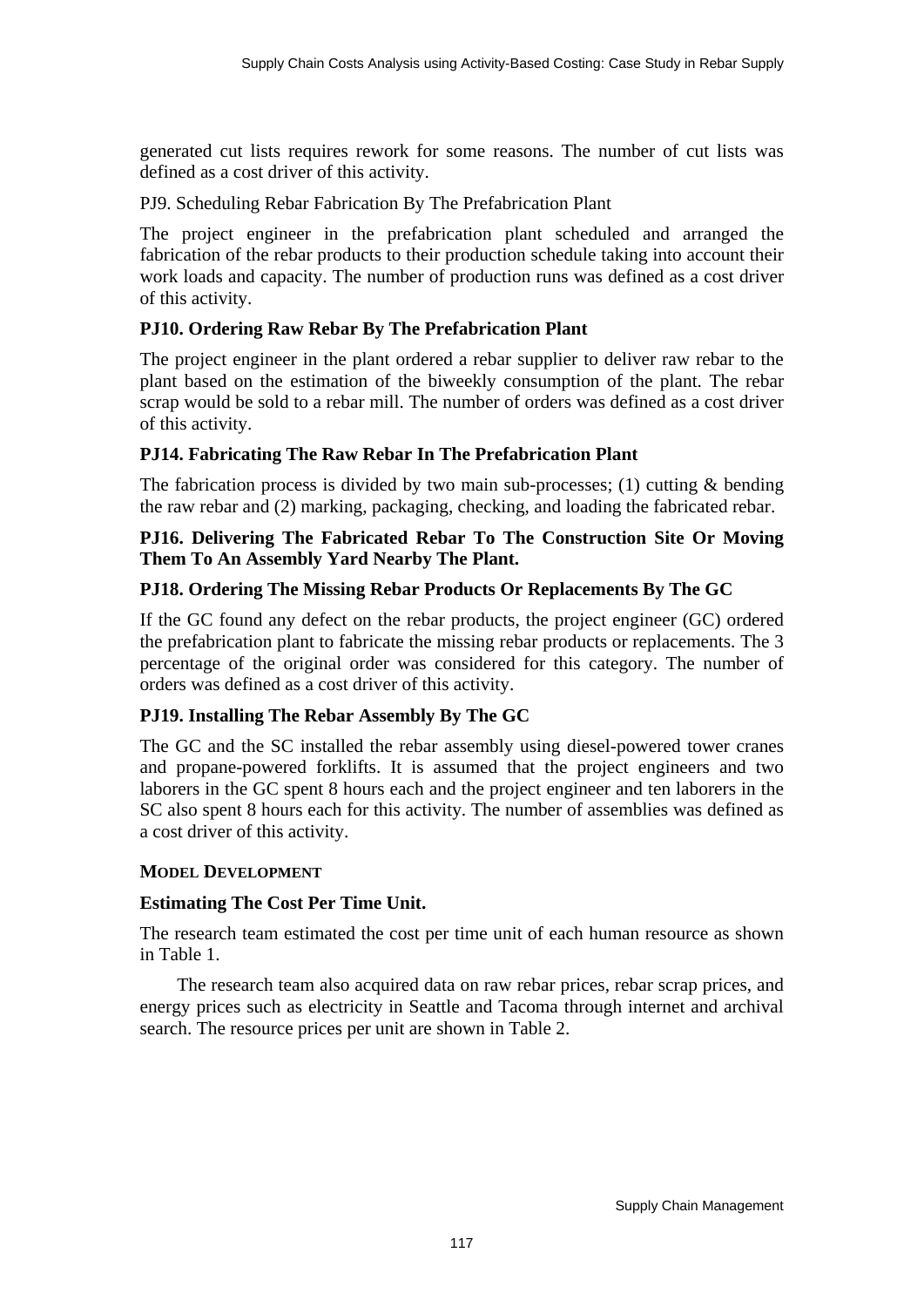generated cut lists requires rework for some reasons. The number of cut lists was defined as a cost driver of this activity.

PJ9. Scheduling Rebar Fabrication By The Prefabrication Plant

The project engineer in the prefabrication plant scheduled and arranged the fabrication of the rebar products to their production schedule taking into account their work loads and capacity. The number of production runs was defined as a cost driver of this activity.

**PJ10. Ordering Raw Rebar By The Prefabrication Plant**

The project engineer in the plant ordered a rebar supplier to deliver raw rebar to the plant based on the estimation of the biweekly consumption of the plant. The rebar scrap would be sold to a rebar mill. The number of orders was defined as a cost driver of this activity.

**PJ14. Fabricating The Raw Rebar In The Prefabrication Plant**

The fabrication process is divided by two main sub-processes; (1) cutting & bending the raw rebar and (2) marking, packaging, checking, and loading the fabricated rebar.

**PJ16. Delivering The Fabricated Rebar To The Construction Site Or Moving Them To An Assembly Yard Nearby The Plant.**

**PJ18. Ordering The Missing Rebar Products Or Replacements By The GC**

If the GC found any defect on the rebar products, the project engineer (GC) ordered the prefabrication plant to fabricate the missing rebar products or replacements. The 3 percentage of the original order was considered for this category. The number of orders was defined as a cost driver of this activity.

**PJ19. Installing The Rebar Assembly By The GC**

The GC and the SC installed the rebar assembly using diesel-powered tower cranes and propane-powered forklifts. It is assumed that the project engineers and two laborers in the GC spent 8 hours each and the project engineer and ten laborers in the SC also spent 8 hours each for this activity. The number of assemblies was defined as a cost driver of this activity.

## MODEL DEVELOPMENT

**Estimating The Cost Per Time Unit.**

The research team estimated the cost per time unit of each human resource as shown in Table 1.

The research team also acquired data on raw rebar prices, rebar scrap prices, and energy prices such as electricity in Seattle and Tacoma through internet and archival search. The resource prices per unit are shown in Table 2.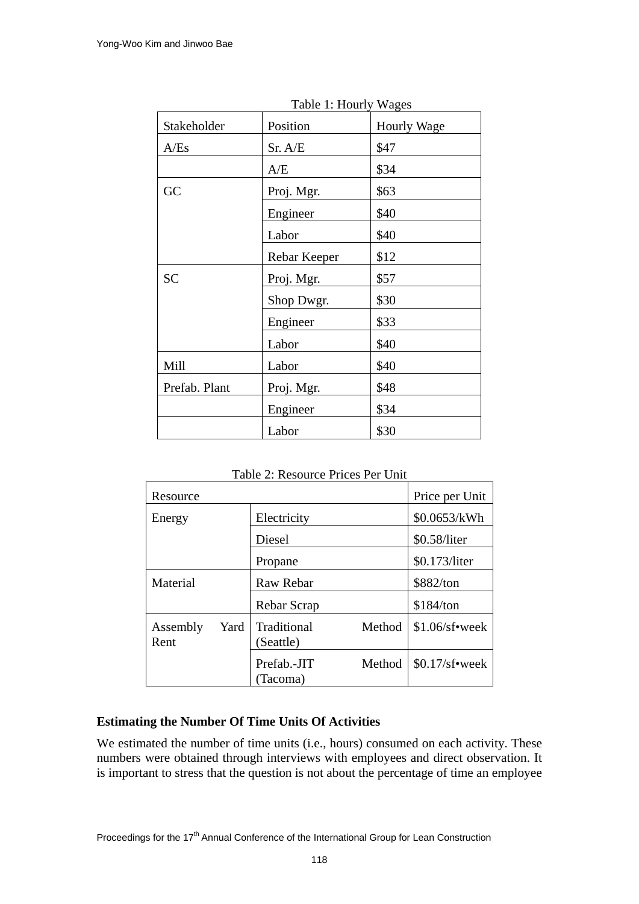Table 1: Hourly Wages

| Stakeholder | Position | Hourly Wage |
|---|---|---|
| A/Es | Sr. A/E | $47 |
| | A/E | $34 |
| GC | Proj. Mgr. | $63 |
| | Engineer | $40 |
| | Labor | $40 |
| | Rebar Keeper | $12 |
| SC | Proj. Mgr. | $57 |
| | Shop Dwgr. | $30 |
| | Engineer | $33 |
| | Labor | $40 |
| Mill | Labor | $40 |
| Prefab. Plant | Proj. Mgr. | $48 |
| | Engineer | $34 |
| | Labor | $30 |

Table 2: Resource Prices Per Unit

| Resource | | Price per Unit |
|---|---|---|
| Energy | Electricity | $0.0653/kWh |
| | Diesel | $0.58/liter |
| | Propane | $0.173/liter |
| Material | Raw Rebar | $882/ton |
| | Rebar Scrap | $184/ton |
| Assembly Yard Rent | Traditional Method (Seattle) | $1.06/sf•week |
| | Prefab.-JIT Method (Tacoma) | $0.17/sf•week |

### Estimating the Number Of Time Units Of Activities

We estimated the number of time units (i.e., hours) consumed on each activity. These numbers were obtained through interviews with employees and direct observation. It is important to stress that the question is not about the percentage of time an employee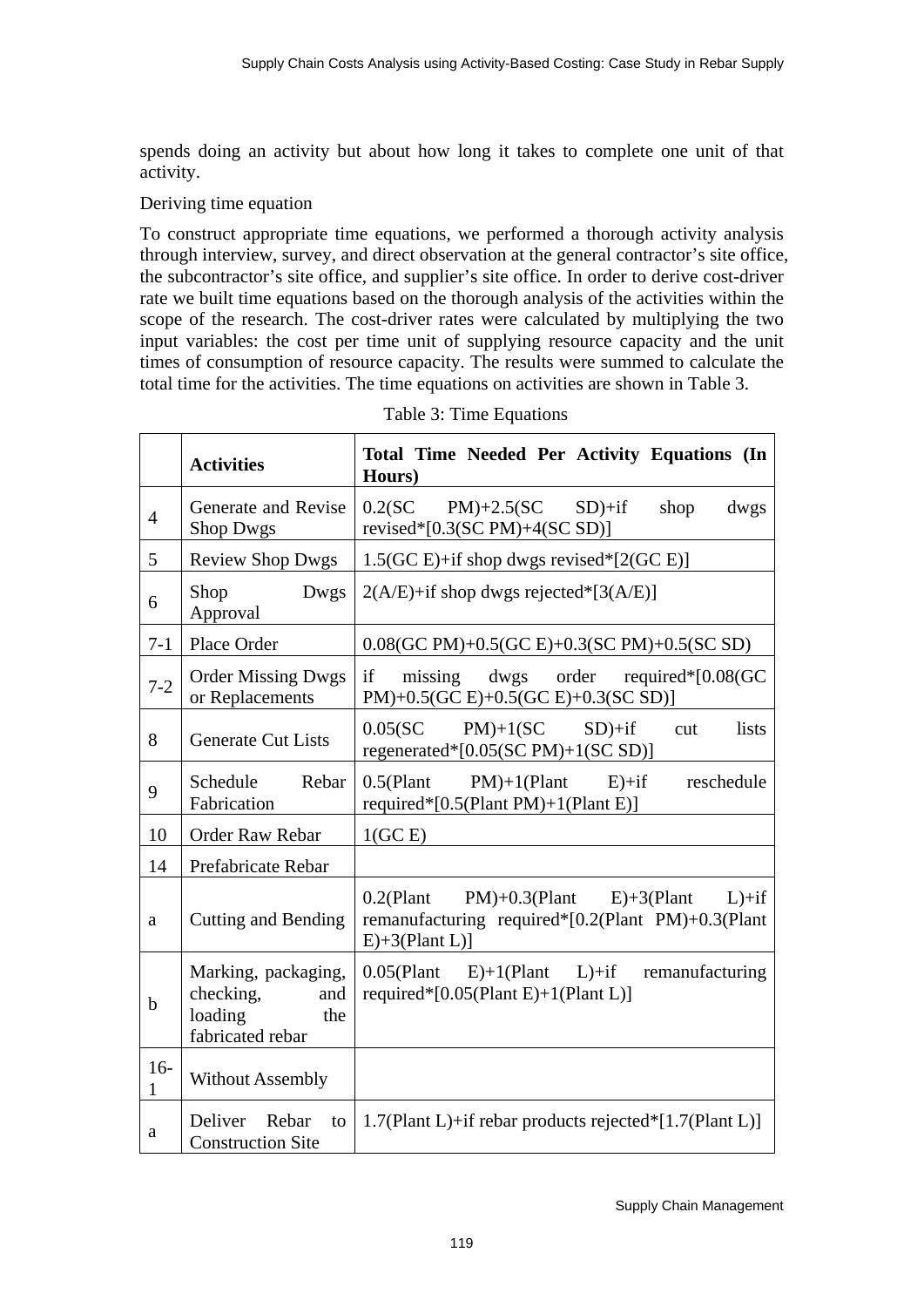spends doing an activity but about how long it takes to complete one unit of that activity.

Deriving time equation

To construct appropriate time equations, we performed a thorough activity analysis through interview, survey, and direct observation at the general contractor's site office, the subcontractor's site office, and supplier's site office. In order to derive cost-driver rate we built time equations based on the thorough analysis of the activities within the scope of the research. The cost-driver rates were calculated by multiplying the two input variables: the cost per time unit of supplying resource capacity and the unit times of consumption of resource capacity. The results were summed to calculate the total time for the activities. The time equations on activities are shown in Table 3.

Table 3: Time Equations

| | **Activities** | **Total Time Needed Per Activity Equations (In Hours)** |
|---|---|---|
| 4 | Generate and Revise Shop Dwgs | 0.2(SC PM)+2.5(SC SD)+if shop dwgs revised*[0.3(SC PM)+4(SC SD)] |
| 5 | Review Shop Dwgs | 1.5(GC E)+if shop dwgs revised*[2(GC E)] |
| 6 | Shop Dwgs Approval | 2(A/E)+if shop dwgs rejected*[3(A/E)] |
| 7-1 | Place Order | 0.08(GC PM)+0.5(GC E)+0.3(SC PM)+0.5(SC SD) |
| 7-2 | Order Missing Dwgs or Replacements | if missing dwgs order required*[0.08(GC PM)+0.5(GC E)+0.5(GC E)+0.3(SC SD)] |
| 8 | Generate Cut Lists | 0.05(SC PM)+1(SC SD)+if cut lists regenerated*[0.05(SC PM)+1(SC SD)] |
| 9 | Schedule Rebar Fabrication | 0.5(Plant PM)+1(Plant E)+if reschedule required*[0.5(Plant PM)+1(Plant E)] |
| 10 | Order Raw Rebar | 1(GC E) |
| 14 | Prefabricate Rebar | |
| a | Cutting and Bending | 0.2(Plant PM)+0.3(Plant E)+3(Plant L)+if remanufacturing required*[0.2(Plant PM)+0.3(Plant E)+3(Plant L)] |
| b | Marking, packaging, checking, and loading the fabricated rebar | 0.05(Plant E)+1(Plant L)+if remanufacturing required*[0.05(Plant E)+1(Plant L)] |
| 16-1 | Without Assembly | |
| a | Deliver Rebar to Construction Site | 1.7(Plant L)+if rebar products rejected*[1.7(Plant L)] |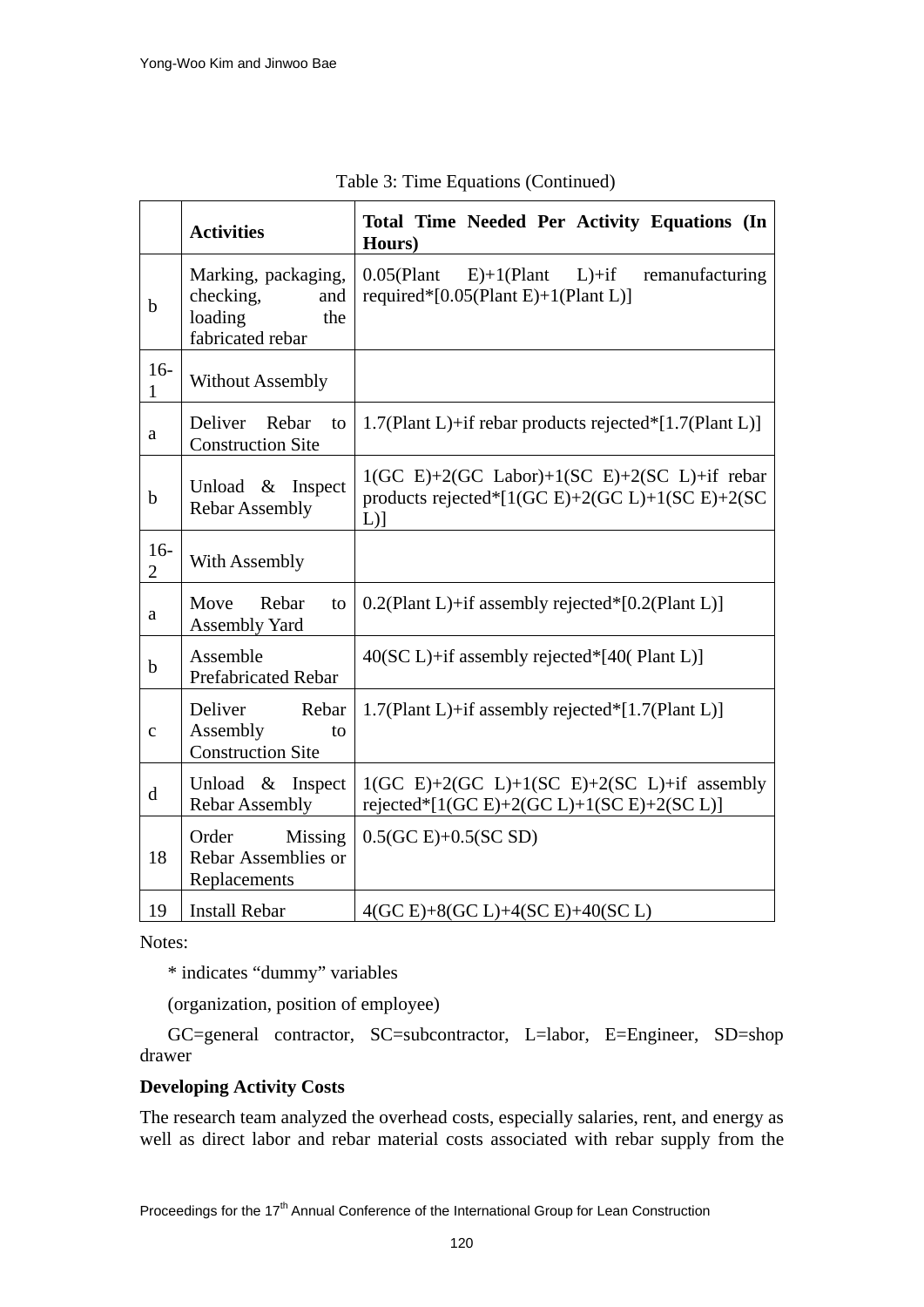Table 3: Time Equations (Continued)

| | **Activities** | **Total Time Needed Per Activity Equations (In Hours)** |
|---|---|---|
| b | Marking, packaging, checking, and loading the fabricated rebar | 0.05(Plant E)+1(Plant L)+if remanufacturing required*[0.05(Plant E)+1(Plant L)] |
| 16-1 | Without Assembly | |
| a | Deliver Rebar to Construction Site | 1.7(Plant L)+if rebar products rejected*[1.7(Plant L)] |
| b | Unload & Inspect Rebar Assembly | 1(GC E)+2(GC Labor)+1(SC E)+2(SC L)+if rebar products rejected*[1(GC E)+2(GC L)+1(SC E)+2(SC L)] |
| 16-2 | With Assembly | |
| a | Move Rebar to Assembly Yard | 0.2(Plant L)+if assembly rejected*[0.2(Plant L)] |
| b | Assemble Prefabricated Rebar | 40(SC L)+if assembly rejected*[40( Plant L)] |
| c | Deliver Rebar Assembly to Construction Site | 1.7(Plant L)+if assembly rejected*[1.7(Plant L)] |
| d | Unload & Inspect Rebar Assembly | 1(GC E)+2(GC L)+1(SC E)+2(SC L)+if assembly rejected*[1(GC E)+2(GC L)+1(SC E)+2(SC L)] |
| 18 | Order Missing Rebar Assemblies or Replacements | 0.5(GC E)+0.5(SC SD) |
| 19 | Install Rebar | 4(GC E)+8(GC L)+4(SC E)+40(SC L) |

Notes:

* indicates "dummy" variables

(organization, position of employee)

GC=general contractor, SC=subcontractor, L=labor, E=Engineer, SD=shop drawer

**Developing Activity Costs**

The research team analyzed the overhead costs, especially salaries, rent, and energy as well as direct labor and rebar material costs associated with rebar supply from the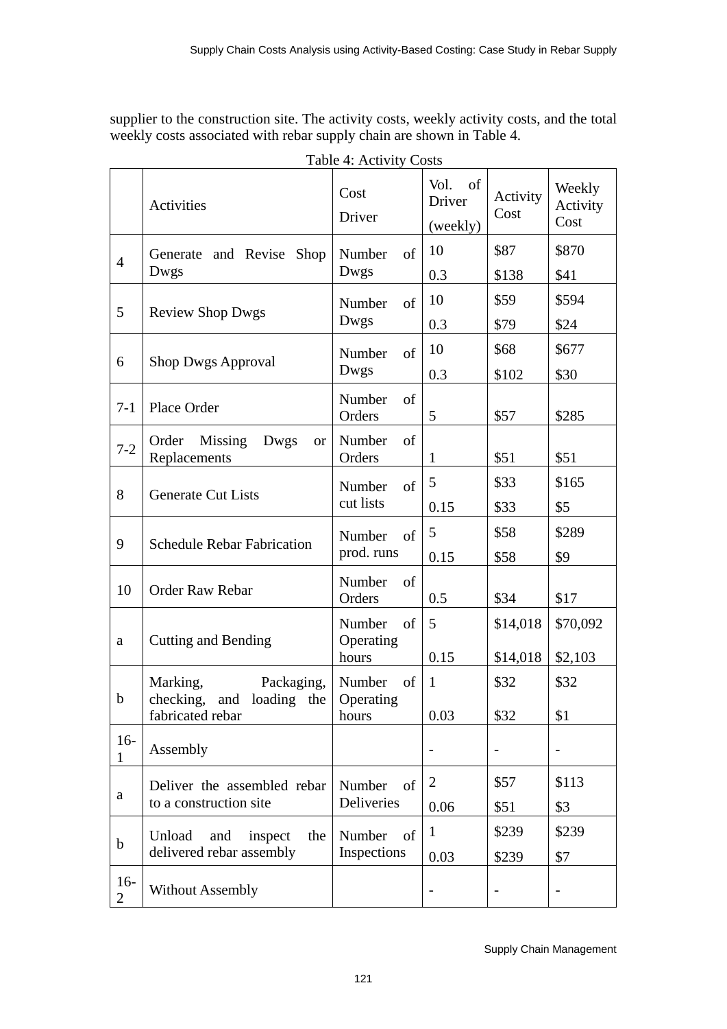supplier to the construction site. The activity costs, weekly activity costs, and the total weekly costs associated with rebar supply chain are shown in Table 4.

Table 4: Activity Costs

| | Activities | Cost Driver | Vol. of Driver (weekly) | Activity Cost | Weekly Activity Cost |
|---|---|---|---|---|---|
| 4 | Generate and Revise Shop Dwgs | Number of Dwgs | 10<br>0.3 | \$87<br>\$138 | \$870<br>\$41 |
| 5 | Review Shop Dwgs | Number of Dwgs | 10<br>0.3 | \$59<br>\$79 | \$594<br>\$24 |
| 6 | Shop Dwgs Approval | Number of Dwgs | 10<br>0.3 | \$68<br>\$102 | \$677<br>\$30 |
| 7-1 | Place Order | Number of Orders | 5 | \$57 | \$285 |
| 7-2 | Order Missing Dwgs or Replacements | Number of Orders | 1 | \$51 | \$51 |
| 8 | Generate Cut Lists | Number of cut lists | 5<br>0.15 | \$33<br>\$33 | \$165<br>\$5 |
| 9 | Schedule Rebar Fabrication | Number of prod. runs | 5<br>0.15 | \$58<br>\$58 | \$289<br>\$9 |
| 10 | Order Raw Rebar | Number of Orders | 0.5 | \$34 | \$17 |
| a | Cutting and Bending | Number of Operating hours | 5<br>0.15 | \$14,018<br>\$14,018 | \$70,092<br>\$2,103 |
| b | Marking, Packaging, checking, and loading the fabricated rebar | Number of Operating hours | 1<br>0.03 | \$32<br>\$32 | \$32<br>\$1 |
| 16-1 | Assembly | | - | - | - |
| a | Deliver the assembled rebar to a construction site | Number of Deliveries | 2<br>0.06 | \$57<br>\$51 | \$113<br>\$3 |
| b | Unload and inspect the delivered rebar assembly | Number of Inspections | 1<br>0.03 | \$239<br>\$239 | \$239<br>\$7 |
| 16-2 | Without Assembly | | - | - | - |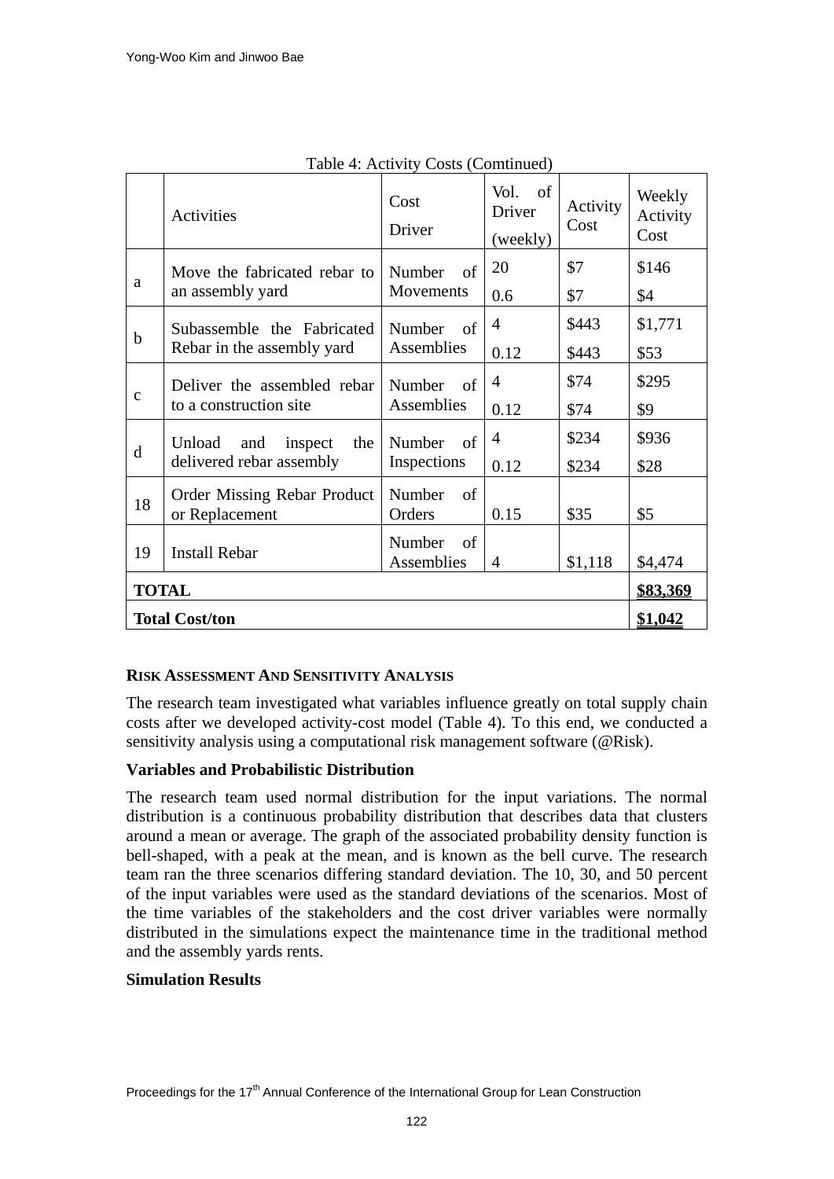Table 4: Activity Costs (Comtinued)

| | Activities | Cost Driver | Vol. of Driver (weekly) | Activity Cost | Weekly Activity Cost |
|---|---|---|---|---|---|
| a | Move the fabricated rebar to an assembly yard | Number of Movements | 20<br>0.6 | \$7<br>\$7 | \$146<br>\$4 |
| b | Subassemble the Fabricated Rebar in the assembly yard | Number of Assemblies | 4<br>0.12 | \$443<br>\$443 | \$1,771<br>\$53 |
| c | Deliver the assembled rebar to a construction site | Number of Assemblies | 4<br>0.12 | \$74<br>\$74 | \$295<br>\$9 |
| d | Unload and inspect the delivered rebar assembly | Number of Inspections | 4<br>0.12 | \$234<br>\$234 | \$936<br>\$28 |
| 18 | Order Missing Rebar Product or Replacement | Number of Orders | 0.15 | \$35 | \$5 |
| 19 | Install Rebar | Number of Assemblies | 4 | \$1,118 | \$4,474 |
| **TOTAL** | | | | | **\$83,369** |
| **Total Cost/ton** | | | | | **\$1,042** |

## RISK ASSESSMENT AND SENSITIVITY ANALYSIS

The research team investigated what variables influence greatly on total supply chain costs after we developed activity-cost model (Table 4). To this end, we conducted a sensitivity analysis using a computational risk management software (@Risk).

### Variables and Probabilistic Distribution

The research team used normal distribution for the input variations. The normal distribution is a continuous probability distribution that describes data that clusters around a mean or average. The graph of the associated probability density function is bell-shaped, with a peak at the mean, and is known as the bell curve. The research team ran the three scenarios differing standard deviation. The 10, 30, and 50 percent of the input variables were used as the standard deviations of the scenarios. Most of the time variables of the stakeholders and the cost driver variables were normally distributed in the simulations expect the maintenance time in the traditional method and the assembly yards rents.

### Simulation Results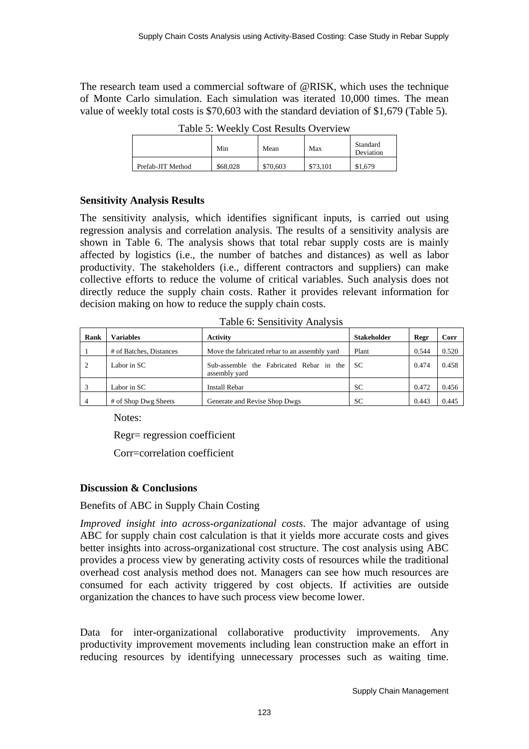The research team used a commercial software of @RISK, which uses the technique of Monte Carlo simulation. Each simulation was iterated 10,000 times. The mean value of weekly total costs is $70,603 with the standard deviation of $1,679 (Table 5).

Table 5: Weekly Cost Results Overview

| | Min | Mean | Max | Standard Deviation |
|---|---|---|---|---|
| Prefab-JIT Method | $68,028 | $70,603 | $73,101 | $1,679 |

### Sensitivity Analysis Results

The sensitivity analysis, which identifies significant inputs, is carried out using regression analysis and correlation analysis. The results of a sensitivity analysis are shown in Table 6. The analysis shows that total rebar supply costs are is mainly affected by logistics (i.e., the number of batches and distances) as well as labor productivity. The stakeholders (i.e., different contractors and suppliers) can make collective efforts to reduce the volume of critical variables. Such analysis does not directly reduce the supply chain costs. Rather it provides relevant information for decision making on how to reduce the supply chain costs.

Table 6: Sensitivity Analysis

| Rank | Variables | Activity | Stakeholder | Regr | Corr |
|---|---|---|---|---|---|
| 1 | # of Batches, Distances | Move the fabricated rebar to an assembly yard | Plant | 0.544 | 0.520 |
| 2 | Labor in SC | Sub-assemble the Fabricated Rebar in the assembly yard | SC | 0.474 | 0.458 |
| 3 | Labor in SC | Install Rebar | SC | 0.472 | 0.456 |
| 4 | # of Shop Dwg Sheets | Generate and Revise Shop Dwgs | SC | 0.443 | 0.445 |

Notes:

Regr= regression coefficient

Corr=correlation coefficient

### Discussion & Conclusions

Benefits of ABC in Supply Chain Costing

*Improved insight into across-organizational costs*. The major advantage of using ABC for supply chain cost calculation is that it yields more accurate costs and gives better insights into across-organizational cost structure. The cost analysis using ABC provides a process view by generating activity costs of resources while the traditional overhead cost analysis method does not. Managers can see how much resources are consumed for each activity triggered by cost objects. If activities are outside organization the chances to have such process view become lower.

Data for inter-organizational collaborative productivity improvements. Any productivity improvement movements including lean construction make an effort in reducing resources by identifying unnecessary processes such as waiting time.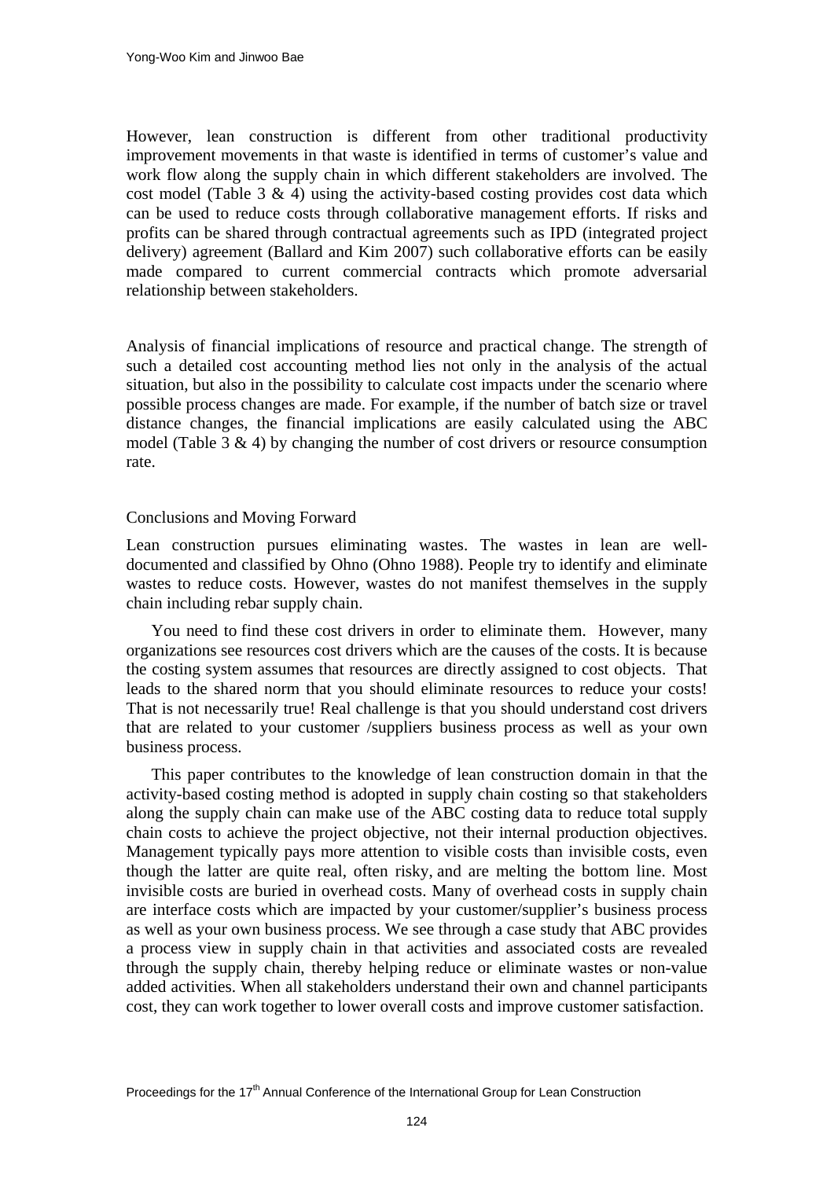However, lean construction is different from other traditional productivity improvement movements in that waste is identified in terms of customer's value and work flow along the supply chain in which different stakeholders are involved. The cost model (Table 3 & 4) using the activity-based costing provides cost data which can be used to reduce costs through collaborative management efforts. If risks and profits can be shared through contractual agreements such as IPD (integrated project delivery) agreement (Ballard and Kim 2007) such collaborative efforts can be easily made compared to current commercial contracts which promote adversarial relationship between stakeholders.

Analysis of financial implications of resource and practical change. The strength of such a detailed cost accounting method lies not only in the analysis of the actual situation, but also in the possibility to calculate cost impacts under the scenario where possible process changes are made. For example, if the number of batch size or travel distance changes, the financial implications are easily calculated using the ABC model (Table 3 & 4) by changing the number of cost drivers or resource consumption rate.

## Conclusions and Moving Forward

Lean construction pursues eliminating wastes. The wastes in lean are well-documented and classified by Ohno (Ohno 1988). People try to identify and eliminate wastes to reduce costs. However, wastes do not manifest themselves in the supply chain including rebar supply chain.

You need to find these cost drivers in order to eliminate them. However, many organizations see resources cost drivers which are the causes of the costs. It is because the costing system assumes that resources are directly assigned to cost objects. That leads to the shared norm that you should eliminate resources to reduce your costs! That is not necessarily true! Real challenge is that you should understand cost drivers that are related to your customer /suppliers business process as well as your own business process.

This paper contributes to the knowledge of lean construction domain in that the activity-based costing method is adopted in supply chain costing so that stakeholders along the supply chain can make use of the ABC costing data to reduce total supply chain costs to achieve the project objective, not their internal production objectives. Management typically pays more attention to visible costs than invisible costs, even though the latter are quite real, often risky, and are melting the bottom line. Most invisible costs are buried in overhead costs. Many of overhead costs in supply chain are interface costs which are impacted by your customer/supplier's business process as well as your own business process. We see through a case study that ABC provides a process view in supply chain in that activities and associated costs are revealed through the supply chain, thereby helping reduce or eliminate wastes or non-value added activities. When all stakeholders understand their own and channel participants cost, they can work together to lower overall costs and improve customer satisfaction.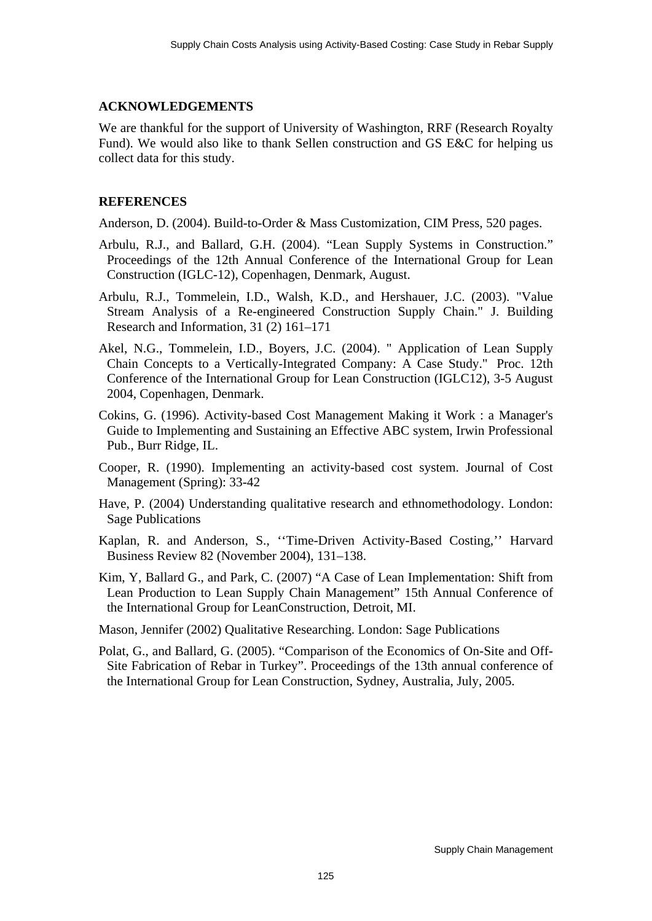## ACKNOWLEDGEMENTS

We are thankful for the support of University of Washington, RRF (Research Royalty Fund). We would also like to thank Sellen construction and GS E&C for helping us collect data for this study.

## REFERENCES

Anderson, D. (2004). Build-to-Order & Mass Customization, CIM Press, 520 pages.

Arbulu, R.J., and Ballard, G.H. (2004). "Lean Supply Systems in Construction." Proceedings of the 12th Annual Conference of the International Group for Lean Construction (IGLC-12), Copenhagen, Denmark, August.

Arbulu, R.J., Tommelein, I.D., Walsh, K.D., and Hershauer, J.C. (2003). "Value Stream Analysis of a Re-engineered Construction Supply Chain." J. Building Research and Information, 31 (2) 161–171

Akel, N.G., Tommelein, I.D., Boyers, J.C. (2004). " Application of Lean Supply Chain Concepts to a Vertically-Integrated Company: A Case Study." Proc. 12th Conference of the International Group for Lean Construction (IGLC12), 3-5 August 2004, Copenhagen, Denmark.

Cokins, G. (1996). Activity-based Cost Management Making it Work : a Manager's Guide to Implementing and Sustaining an Effective ABC system, Irwin Professional Pub., Burr Ridge, IL.

Cooper, R. (1990). Implementing an activity-based cost system. Journal of Cost Management (Spring): 33-42

Have, P. (2004) Understanding qualitative research and ethnomethodology. London: Sage Publications

Kaplan, R. and Anderson, S., ''Time-Driven Activity-Based Costing,'' Harvard Business Review 82 (November 2004), 131–138.

Kim, Y, Ballard G., and Park, C. (2007) "A Case of Lean Implementation: Shift from Lean Production to Lean Supply Chain Management" 15th Annual Conference of the International Group for LeanConstruction, Detroit, MI.

Mason, Jennifer (2002) Qualitative Researching. London: Sage Publications

Polat, G., and Ballard, G. (2005). "Comparison of the Economics of On-Site and Off-Site Fabrication of Rebar in Turkey". Proceedings of the 13th annual conference of the International Group for Lean Construction, Sydney, Australia, July, 2005.